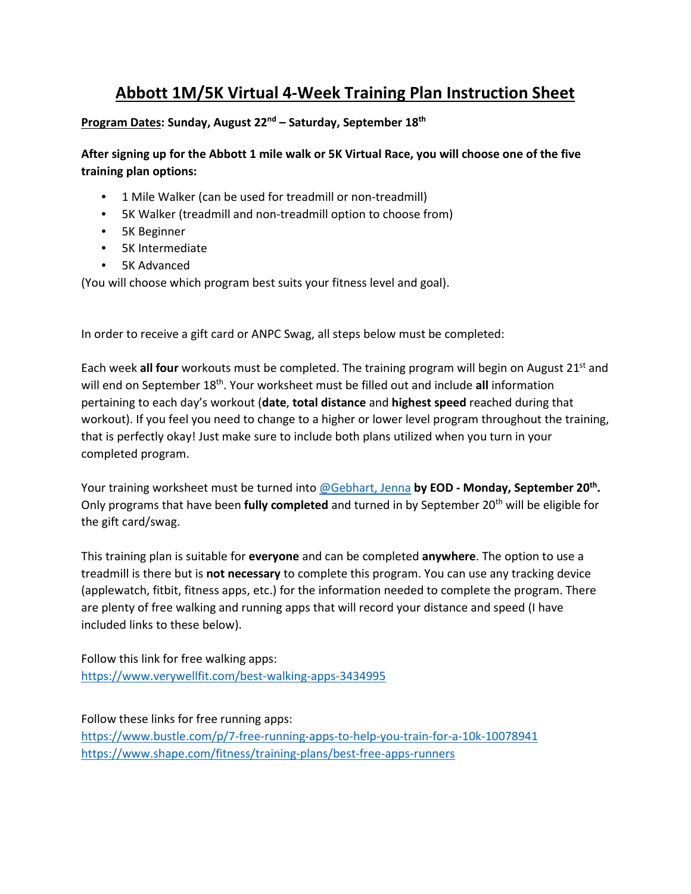# Abbott 1M/5K Virtual 4-Week Training Plan Instruction Sheet

**Program Dates: Sunday, August 22nd – Saturday, September 18th**

**After signing up for the Abbott 1 mile walk or 5K Virtual Race, you will choose one of the five training plan options:**

- 1 Mile Walker (can be used for treadmill or non-treadmill)
- 5K Walker (treadmill and non-treadmill option to choose from)
- 5K Beginner
- 5K Intermediate
- 5K Advanced

(You will choose which program best suits your fitness level and goal).

In order to receive a gift card or ANPC Swag, all steps below must be completed:

Each week **all four** workouts must be completed. The training program will begin on August 21st and will end on September 18th. Your worksheet must be filled out and include **all** information pertaining to each day's workout (**date**, **total distance** and **highest speed** reached during that workout). If you feel you need to change to a higher or lower level program throughout the training, that is perfectly okay! Just make sure to include both plans utilized when you turn in your completed program.

Your training worksheet must be turned into @Gebhart, Jenna **by EOD - Monday, September 20th.** Only programs that have been **fully completed** and turned in by September 20th will be eligible for the gift card/swag.

This training plan is suitable for **everyone** and can be completed **anywhere**. The option to use a treadmill is there but is **not necessary** to complete this program. You can use any tracking device (applewatch, fitbit, fitness apps, etc.) for the information needed to complete the program. There are plenty of free walking and running apps that will record your distance and speed (I have included links to these below).

Follow this link for free walking apps:
https://www.verywellfit.com/best-walking-apps-3434995

Follow these links for free running apps:
https://www.bustle.com/p/7-free-running-apps-to-help-you-train-for-a-10k-10078941
https://www.shape.com/fitness/training-plans/best-free-apps-runners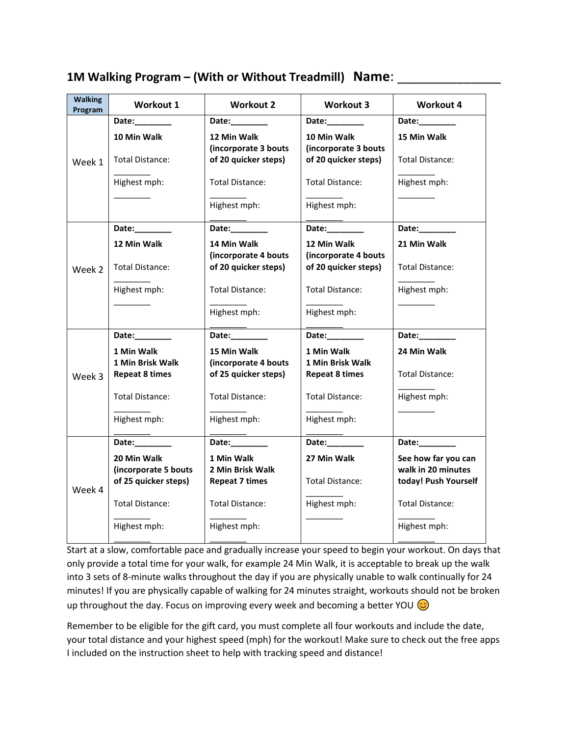## 1M Walking Program – (With or Without Treadmill) Name: _______________

| Walking Program | Workout 1 | Workout 2 | Workout 3 | Workout 4 |
|---|---|---|---|---|
| Week 1 | **Date:________** <br> **10 Min Walk** <br> Total Distance: ________ <br> Highest mph: ________ | **Date:________** <br> **12 Min Walk (incorporate 3 bouts of 20 quicker steps)** <br> Total Distance: ________ <br> Highest mph: ________ | **Date:________** <br> **10 Min Walk (incorporate 3 bouts of 20 quicker steps)** <br> Total Distance: ________ <br> Highest mph: ________ | **Date:________** <br> **15 Min Walk** <br> Total Distance: ________ <br> Highest mph: ________ |
| Week 2 | **Date:________** <br> **12 Min Walk** <br> Total Distance: ________ <br> Highest mph: ________ | **Date:________** <br> **14 Min Walk (incorporate 4 bouts of 20 quicker steps)** <br> Total Distance: ________ <br> Highest mph: ________ | **Date:________** <br> **12 Min Walk (incorporate 4 bouts of 20 quicker steps)** <br> Total Distance: ________ <br> Highest mph: ________ | **Date:________** <br> **21 Min Walk** <br> Total Distance: ________ <br> Highest mph: ________ |
| Week 3 | **Date:________** <br> **1 Min Walk** <br> **1 Min Brisk Walk** <br> **Repeat 8 times** <br> Total Distance: ________ <br> Highest mph: ________ | **Date:________** <br> **15 Min Walk (incorporate 4 bouts of 25 quicker steps)** <br> Total Distance: ________ <br> Highest mph: ________ | **Date:________** <br> **1 Min Walk** <br> **1 Min Brisk Walk** <br> **Repeat 8 times** <br> Total Distance: ________ <br> Highest mph: ________ | **Date:________** <br> **24 Min Walk** <br> Total Distance: ________ <br> Highest mph: ________ |
| Week 4 | **Date:________** <br> **20 Min Walk (incorporate 5 bouts of 25 quicker steps)** <br> Total Distance: ________ <br> Highest mph: ________ | **Date:________** <br> **1 Min Walk** <br> **2 Min Brisk Walk** <br> **Repeat 7 times** <br> Total Distance: ________ <br> Highest mph: ________ | **Date:________** <br> **27 Min Walk** <br> Total Distance: ________ <br> Highest mph: ________ | **Date:________** <br> **See how far you can walk in 20 minutes today! Push Yourself** <br> Total Distance: ________ <br> Highest mph: ________ |

Start at a slow, comfortable pace and gradually increase your speed to begin your workout. On days that only provide a total time for your walk, for example 24 Min Walk, it is acceptable to break up the walk into 3 sets of 8-minute walks throughout the day if you are physically unable to walk continually for 24 minutes! If you are physically capable of walking for 24 minutes straight, workouts should not be broken up throughout the day. Focus on improving every week and becoming a better YOU 😊

Remember to be eligible for the gift card, you must complete all four workouts and include the date, your total distance and your highest speed (mph) for the workout! Make sure to check out the free apps I included on the instruction sheet to help with tracking speed and distance!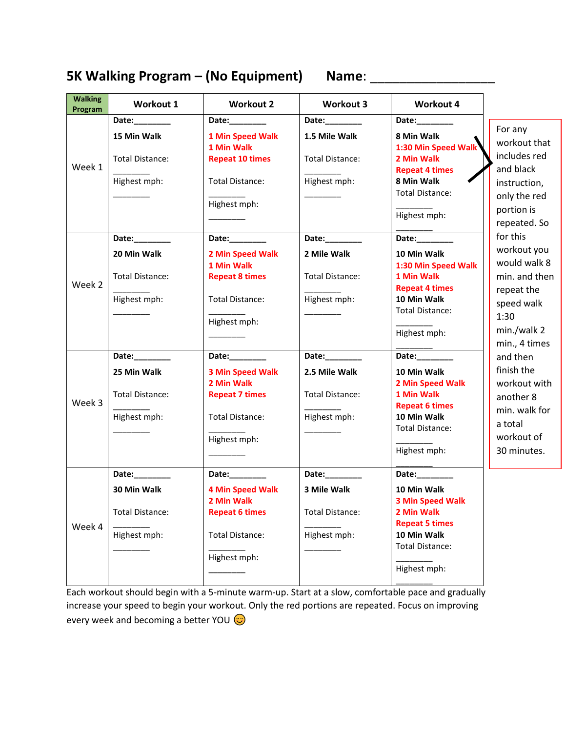# 5K Walking Program – (No Equipment) Name: __________________

| Walking Program | Workout 1 | Workout 2 | Workout 3 | Workout 4 |
|---|---|---|---|---|
| Week 1 | **Date:________**<br>**15 Min Walk**<br><br>Total Distance:<br>________<br>Highest mph:<br>________ | **Date:________**<br>**1 Min Speed Walk**<br>**1 Min Walk**<br>**Repeat 10 times**<br><br>Total Distance:<br>________<br>Highest mph:<br>________ | **Date:________**<br>**1.5 Mile Walk**<br><br>Total Distance:<br>________<br>Highest mph:<br>________ | **Date:________**<br>**8 Min Walk**<br>**1:30 Min Speed Walk**<br>**2 Min Walk**<br>**Repeat 4 times**<br>**8 Min Walk**<br>Total Distance:<br>________<br>Highest mph:<br>________ |
| Week 2 | **Date:________**<br>**20 Min Walk**<br><br>Total Distance:<br>________<br>Highest mph:<br>________ | **Date:________**<br>**2 Min Speed Walk**<br>**1 Min Walk**<br>**Repeat 8 times**<br><br>Total Distance:<br>________<br>Highest mph:<br>________ | **Date:________**<br>**2 Mile Walk**<br><br>Total Distance:<br>________<br>Highest mph:<br>________ | **Date:________**<br>**10 Min Walk**<br>**1:30 Min Speed Walk**<br>**1 Min Walk**<br>**Repeat 4 times**<br>**10 Min Walk**<br>Total Distance:<br>________<br>Highest mph:<br>________ |
| Week 3 | **Date:________**<br>**25 Min Walk**<br><br>Total Distance:<br>________<br>Highest mph:<br>________ | **Date:________**<br>**3 Min Speed Walk**<br>**2 Min Walk**<br>**Repeat 7 times**<br><br>Total Distance:<br>________<br>Highest mph:<br>________ | **Date:________**<br>**2.5 Mile Walk**<br><br>Total Distance:<br>________<br>Highest mph:<br>________ | **Date:________**<br>**10 Min Walk**<br>**2 Min Speed Walk**<br>**1 Min Walk**<br>**Repeat 6 times**<br>**10 Min Walk**<br>Total Distance:<br>________<br>Highest mph:<br>________ |
| Week 4 | **Date:________**<br>**30 Min Walk**<br><br>Total Distance:<br>________<br>Highest mph:<br>________ | **Date:________**<br>**4 Min Speed Walk**<br>**2 Min Walk**<br>**Repeat 6 times**<br><br>Total Distance:<br>________<br>Highest mph:<br>________ | **Date:________**<br>**3 Mile Walk**<br><br>Total Distance:<br>________<br>Highest mph:<br>________ | **Date:________**<br>**10 Min Walk**<br>**3 Min Speed Walk**<br>**2 Min Walk**<br>**Repeat 5 times**<br>**10 Min Walk**<br>Total Distance:<br>________<br>Highest mph:<br>________ |

For any workout that includes red and black instruction, only the red portion is repeated. So for this workout you would walk 8 min. and then repeat the speed walk 1:30 min./walk 2 min., 4 times and then finish the workout with another 8 min. walk for a total workout of 30 minutes.

Each workout should begin with a 5-minute warm-up. Start at a slow, comfortable pace and gradually increase your speed to begin your workout. Only the red portions are repeated. Focus on improving every week and becoming a better YOU 😊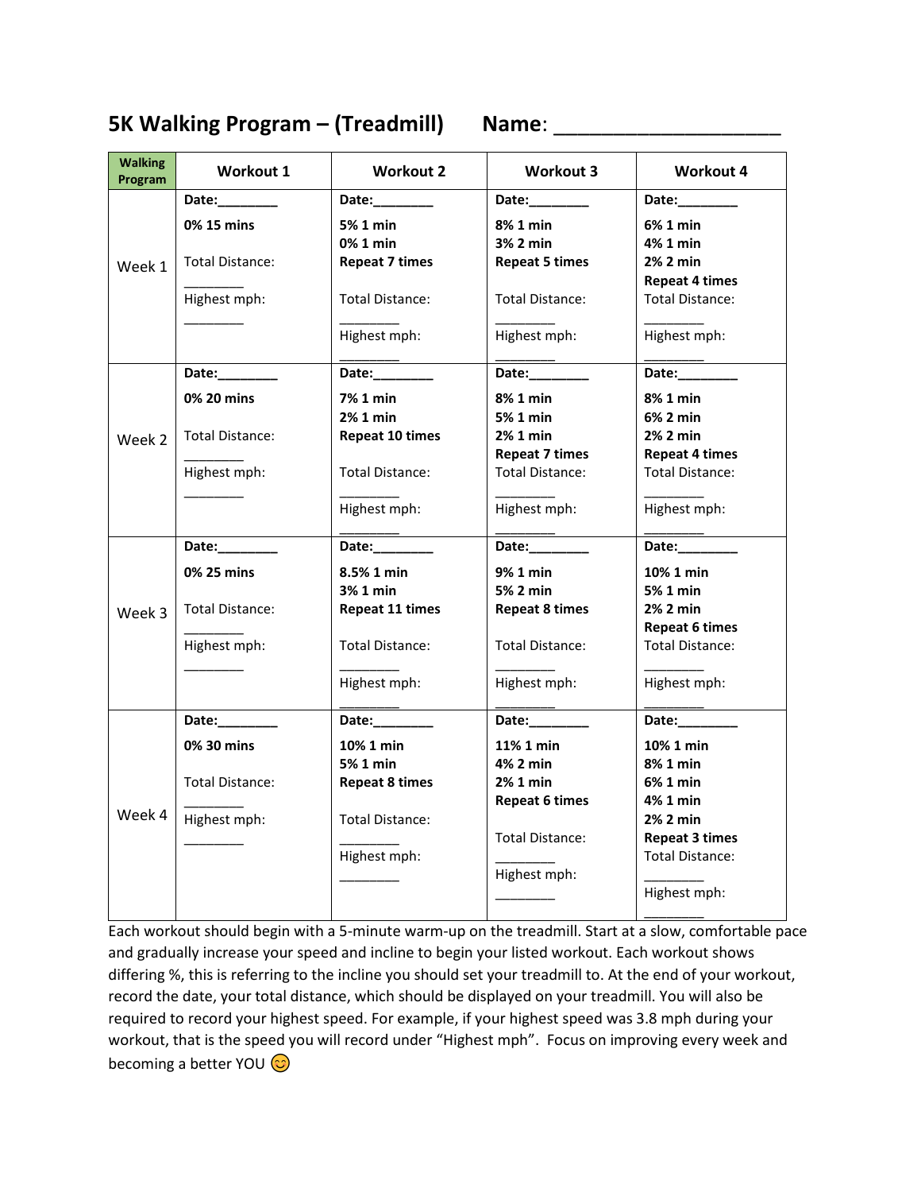# 5K Walking Program – (Treadmill) Name: ____________________

| Walking Program | Workout 1 | Workout 2 | Workout 3 | Workout 4 |
|---|---|---|---|---|
| Week 1 | **Date:________**<br>**0% 15 mins**<br>Total Distance:<br>________<br>Highest mph:<br>________ | **Date:________**<br>**5% 1 min**<br>**0% 1 min**<br>**Repeat 7 times**<br>Total Distance:<br>________<br>Highest mph:<br>________ | **Date:________**<br>**8% 1 min**<br>**3% 2 min**<br>**Repeat 5 times**<br>Total Distance:<br>________<br>Highest mph:<br>________ | **Date:________**<br>**6% 1 min**<br>**4% 1 min**<br>**2% 2 min**<br>**Repeat 4 times**<br>Total Distance:<br>________<br>Highest mph:<br>________ |
| Week 2 | **Date:________**<br>**0% 20 mins**<br>Total Distance:<br>________<br>Highest mph:<br>________ | **Date:________**<br>**7% 1 min**<br>**2% 1 min**<br>**Repeat 10 times**<br>Total Distance:<br>________<br>Highest mph:<br>________ | **Date:________**<br>**8% 1 min**<br>**5% 1 min**<br>**2% 1 min**<br>**Repeat 7 times**<br>Total Distance:<br>________<br>Highest mph:<br>________ | **Date:________**<br>**8% 1 min**<br>**6% 2 min**<br>**2% 2 min**<br>**Repeat 4 times**<br>Total Distance:<br>________<br>Highest mph:<br>________ |
| Week 3 | **Date:________**<br>**0% 25 mins**<br>Total Distance:<br>________<br>Highest mph:<br>________ | **Date:________**<br>**8.5% 1 min**<br>**3% 1 min**<br>**Repeat 11 times**<br>Total Distance:<br>________<br>Highest mph:<br>________ | **Date:________**<br>**9% 1 min**<br>**5% 2 min**<br>**Repeat 8 times**<br>Total Distance:<br>________<br>Highest mph:<br>________ | **Date:________**<br>**10% 1 min**<br>**5% 1 min**<br>**2% 2 min**<br>**Repeat 6 times**<br>Total Distance:<br>________<br>Highest mph:<br>________ |
| Week 4 | **Date:________**<br>**0% 30 mins**<br>Total Distance:<br>________<br>Highest mph:<br>________ | **Date:________**<br>**10% 1 min**<br>**5% 1 min**<br>**Repeat 8 times**<br>Total Distance:<br>________<br>Highest mph:<br>________ | **Date:________**<br>**11% 1 min**<br>**4% 2 min**<br>**2% 1 min**<br>**Repeat 6 times**<br>Total Distance:<br>________<br>Highest mph:<br>________ | **Date:________**<br>**10% 1 min**<br>**8% 1 min**<br>**6% 1 min**<br>**4% 1 min**<br>**2% 2 min**<br>**Repeat 3 times**<br>Total Distance:<br>________<br>Highest mph:<br>________ |

Each workout should begin with a 5-minute warm-up on the treadmill. Start at a slow, comfortable pace and gradually increase your speed and incline to begin your listed workout. Each workout shows differing %, this is referring to the incline you should set your treadmill to. At the end of your workout, record the date, your total distance, which should be displayed on your treadmill. You will also be required to record your highest speed. For example, if your highest speed was 3.8 mph during your workout, that is the speed you will record under "Highest mph". Focus on improving every week and becoming a better YOU 😊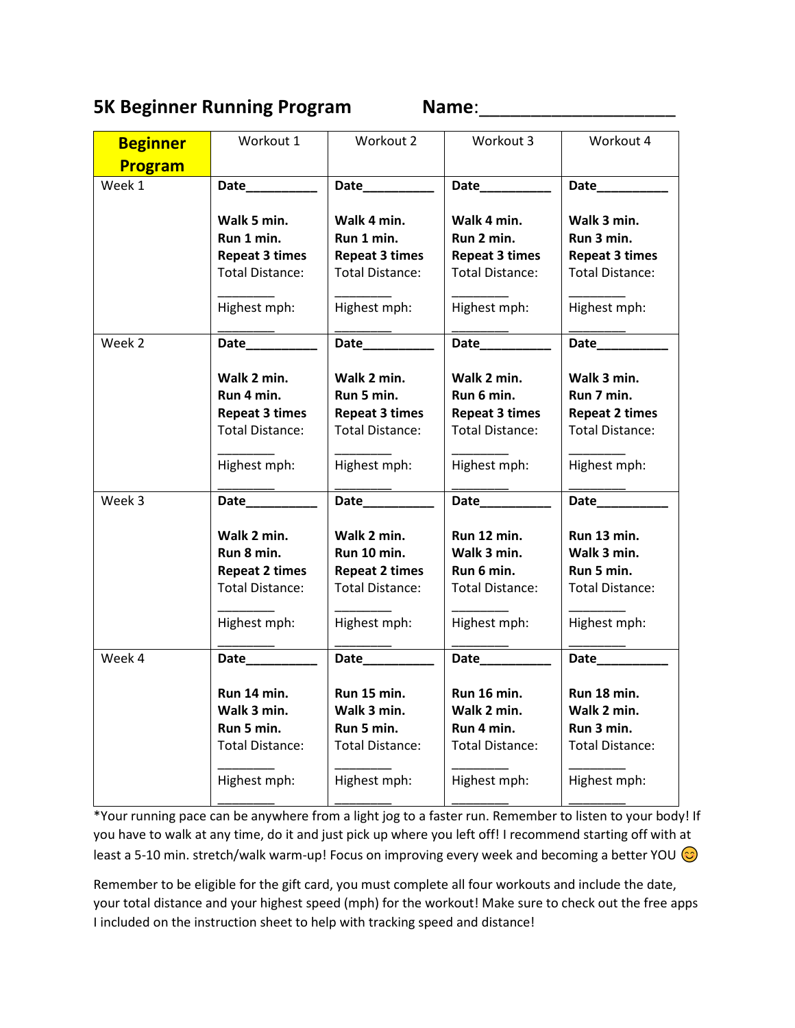# 5K Beginner Running Program          Name:____________________

| **Beginner Program** | Workout 1 | Workout 2 | Workout 3 | Workout 4 |
|---|---|---|---|---|
| Week 1 | **Date__________**<br><br>**Walk 5 min.**<br>**Run 1 min.**<br>**Repeat 3 times**<br>Total Distance:<br>________<br>Highest mph:<br>________ | **Date__________**<br><br>**Walk 4 min.**<br>**Run 1 min.**<br>**Repeat 3 times**<br>Total Distance:<br>________<br>Highest mph:<br>________ | **Date__________**<br><br>**Walk 4 min.**<br>**Run 2 min.**<br>**Repeat 3 times**<br>Total Distance:<br>________<br>Highest mph:<br>________ | **Date__________**<br><br>**Walk 3 min.**<br>**Run 3 min.**<br>**Repeat 3 times**<br>Total Distance:<br>________<br>Highest mph:<br>________ |
| Week 2 | **Date__________**<br><br>**Walk 2 min.**<br>**Run 4 min.**<br>**Repeat 3 times**<br>Total Distance:<br>________<br>Highest mph:<br>________ | **Date__________**<br><br>**Walk 2 min.**<br>**Run 5 min.**<br>**Repeat 3 times**<br>Total Distance:<br>________<br>Highest mph:<br>________ | **Date__________**<br><br>**Walk 2 min.**<br>**Run 6 min.**<br>**Repeat 3 times**<br>Total Distance:<br>________<br>Highest mph:<br>________ | **Date__________**<br><br>**Walk 3 min.**<br>**Run 7 min.**<br>**Repeat 2 times**<br>Total Distance:<br>________<br>Highest mph:<br>________ |
| Week 3 | **Date__________**<br><br>**Walk 2 min.**<br>**Run 8 min.**<br>**Repeat 2 times**<br>Total Distance:<br>________<br>Highest mph:<br>________ | **Date__________**<br><br>**Walk 2 min.**<br>**Run 10 min.**<br>**Repeat 2 times**<br>Total Distance:<br>________<br>Highest mph:<br>________ | **Date__________**<br><br>**Run 12 min.**<br>**Walk 3 min.**<br>**Run 6 min.**<br>Total Distance:<br>________<br>Highest mph:<br>________ | **Date__________**<br><br>**Run 13 min.**<br>**Walk 3 min.**<br>**Run 5 min.**<br>Total Distance:<br>________<br>Highest mph:<br>________ |
| Week 4 | **Date__________**<br><br>**Run 14 min.**<br>**Walk 3 min.**<br>**Run 5 min.**<br>Total Distance:<br>________<br>Highest mph:<br>________ | **Date__________**<br><br>**Run 15 min.**<br>**Walk 3 min.**<br>**Run 5 min.**<br>Total Distance:<br>________<br>Highest mph:<br>________ | **Date__________**<br><br>**Run 16 min.**<br>**Walk 2 min.**<br>**Run 4 min.**<br>Total Distance:<br>________<br>Highest mph:<br>________ | **Date__________**<br><br>**Run 18 min.**<br>**Walk 2 min.**<br>**Run 3 min.**<br>Total Distance:<br>________<br>Highest mph:<br>________ |

*Your running pace can be anywhere from a light jog to a faster run. Remember to listen to your body! If you have to walk at any time, do it and just pick up where you left off! I recommend starting off with at least a 5-10 min. stretch/walk warm-up! Focus on improving every week and becoming a better YOU 😊

Remember to be eligible for the gift card, you must complete all four workouts and include the date, your total distance and your highest speed (mph) for the workout! Make sure to check out the free apps I included on the instruction sheet to help with tracking speed and distance!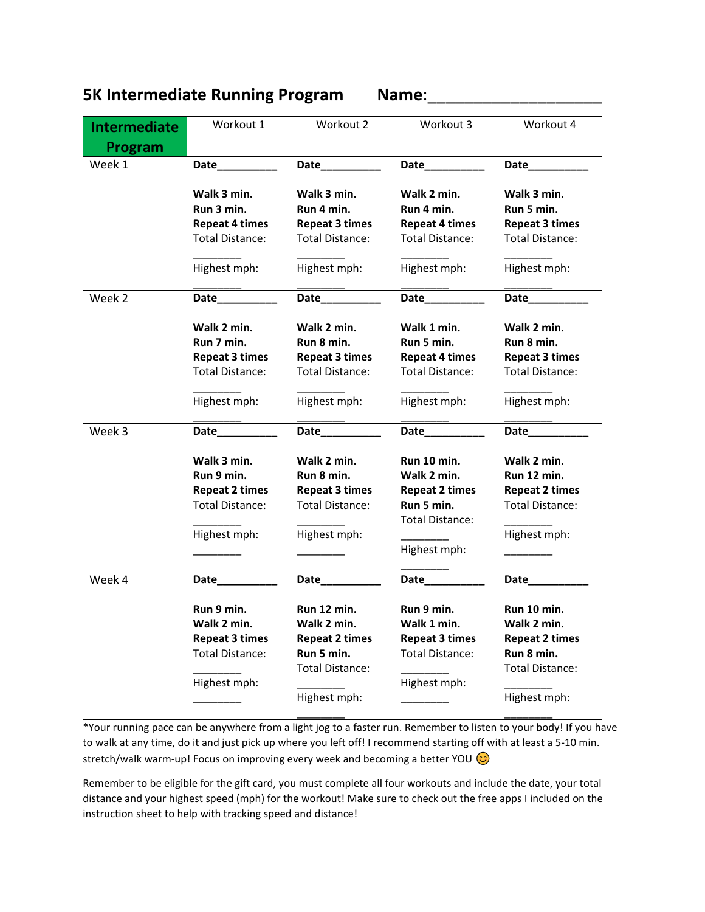# 5K Intermediate Running Program Name:____________________

| Intermediate Program | Workout 1 | Workout 2 | Workout 3 | Workout 4 |
|---|---|---|---|---|
| Week 1 | **Date**__________<br><br>**Walk 3 min.**<br>**Run 3 min.**<br>**Repeat 4 times**<br>Total Distance:<br>________<br>Highest mph:<br>________ | **Date**__________<br><br>**Walk 3 min.**<br>**Run 4 min.**<br>**Repeat 3 times**<br>Total Distance:<br>________<br>Highest mph:<br>________ | **Date**__________<br><br>**Walk 2 min.**<br>**Run 4 min.**<br>**Repeat 4 times**<br>Total Distance:<br>________<br>Highest mph:<br>________ | **Date**__________<br><br>**Walk 3 min.**<br>**Run 5 min.**<br>**Repeat 3 times**<br>Total Distance:<br>________<br>Highest mph:<br>________ |
| Week 2 | **Date**__________<br><br>**Walk 2 min.**<br>**Run 7 min.**<br>**Repeat 3 times**<br>Total Distance:<br>________<br>Highest mph:<br>________ | **Date**__________<br><br>**Walk 2 min.**<br>**Run 8 min.**<br>**Repeat 3 times**<br>Total Distance:<br>________<br>Highest mph:<br>________ | **Date**__________<br><br>**Walk 1 min.**<br>**Run 5 min.**<br>**Repeat 4 times**<br>Total Distance:<br>________<br>Highest mph:<br>________ | **Date**__________<br><br>**Walk 2 min.**<br>**Run 8 min.**<br>**Repeat 3 times**<br>Total Distance:<br>________<br>Highest mph:<br>________ |
| Week 3 | **Date**__________<br><br>**Walk 3 min.**<br>**Run 9 min.**<br>**Repeat 2 times**<br>Total Distance:<br>________<br>Highest mph:<br>________ | **Date**__________<br><br>**Walk 2 min.**<br>**Run 8 min.**<br>**Repeat 3 times**<br>Total Distance:<br>________<br>Highest mph:<br>________ | **Date**__________<br><br>**Run 10 min.**<br>**Walk 2 min.**<br>**Repeat 2 times**<br>**Run 5 min.**<br>Total Distance:<br>________<br>Highest mph:<br>________ | **Date**__________<br><br>**Walk 2 min.**<br>**Run 12 min.**<br>**Repeat 2 times**<br>Total Distance:<br>________<br>Highest mph:<br>________ |
| Week 4 | **Date**__________<br><br>**Run 9 min.**<br>**Walk 2 min.**<br>**Repeat 3 times**<br>Total Distance:<br>________<br>Highest mph:<br>________ | **Date**__________<br><br>**Run 12 min.**<br>**Walk 2 min.**<br>**Repeat 2 times**<br>**Run 5 min.**<br>Total Distance:<br>________<br>Highest mph:<br>________ | **Date**__________<br><br>**Run 9 min.**<br>**Walk 1 min.**<br>**Repeat 3 times**<br>Total Distance:<br>________<br>Highest mph:<br>________ | **Date**__________<br><br>**Run 10 min.**<br>**Walk 2 min.**<br>**Repeat 2 times**<br>**Run 8 min.**<br>Total Distance:<br>________<br>Highest mph:<br>________ |

*Your running pace can be anywhere from a light jog to a faster run. Remember to listen to your body! If you have to walk at any time, do it and just pick up where you left off! I recommend starting off with at least a 5-10 min. stretch/walk warm-up! Focus on improving every week and becoming a better YOU 😊

Remember to be eligible for the gift card, you must complete all four workouts and include the date, your total distance and your highest speed (mph) for the workout! Make sure to check out the free apps I included on the instruction sheet to help with tracking speed and distance!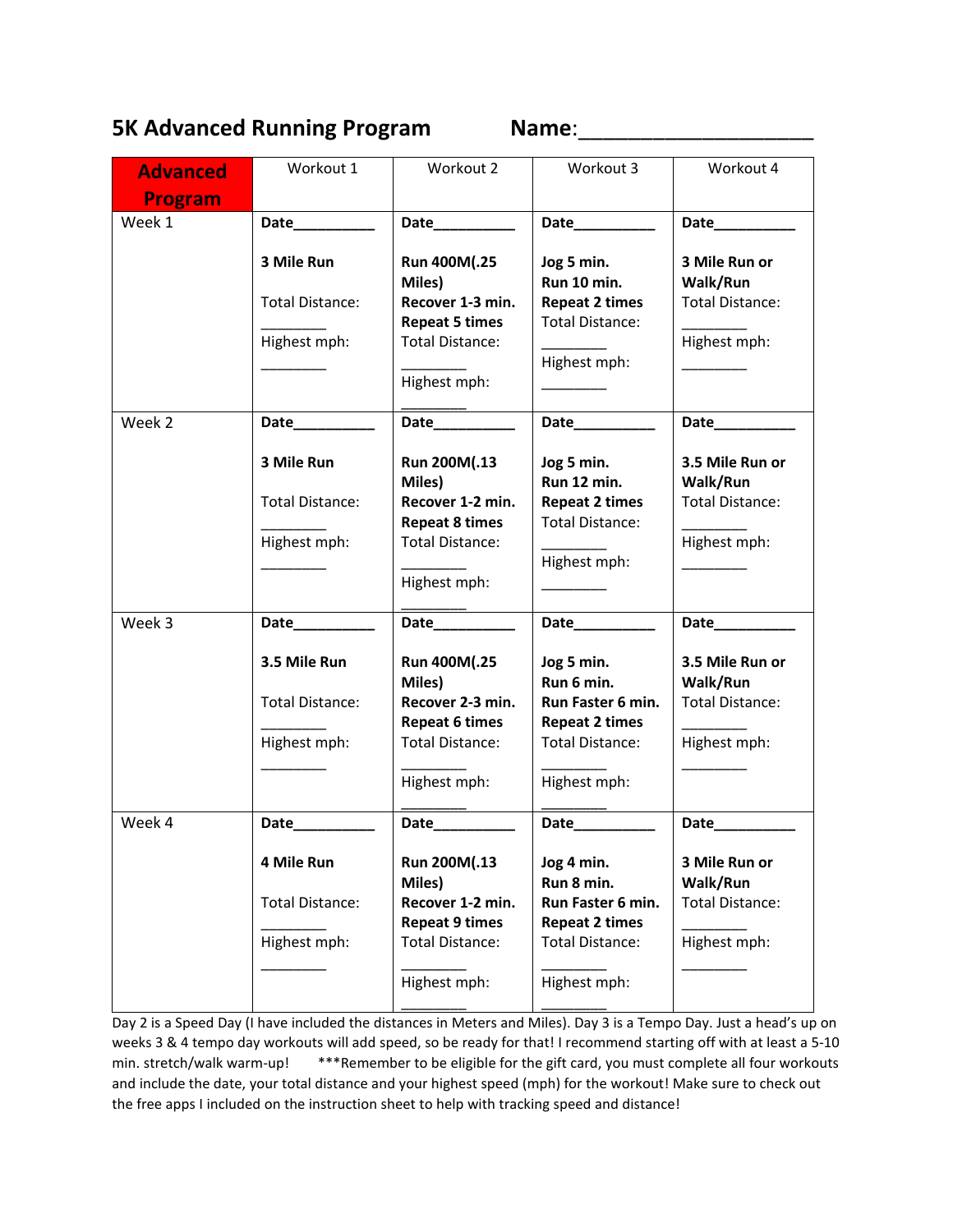# 5K Advanced Running Program

**Name:**____________________

| **Advanced Program** | Workout 1 | Workout 2 | Workout 3 | Workout 4 |
|---|---|---|---|---|
| Week 1 | **Date**__________<br><br>**3 Mile Run**<br><br>Total Distance:<br><br>________<br>Highest mph:<br><br>________ | **Date**__________<br><br>**Run 400M(.25 Miles)**<br>**Recover 1-3 min.**<br>**Repeat 5 times**<br>Total Distance:<br><br>________<br>Highest mph:<br><br>________ | **Date**__________<br><br>**Jog 5 min.**<br>**Run 10 min.**<br>**Repeat 2 times**<br>Total Distance:<br><br>________<br>Highest mph:<br><br>________ | **Date**__________<br><br>**3 Mile Run or Walk/Run**<br>Total Distance:<br><br>________<br>Highest mph:<br><br>________ |
| Week 2 | **Date**__________<br><br>**3 Mile Run**<br><br>Total Distance:<br><br>________<br>Highest mph:<br><br>________ | **Date**__________<br><br>**Run 200M(.13 Miles)**<br>**Recover 1-2 min.**<br>**Repeat 8 times**<br>Total Distance:<br><br>________<br>Highest mph:<br><br>________ | **Date**__________<br><br>**Jog 5 min.**<br>**Run 12 min.**<br>**Repeat 2 times**<br>Total Distance:<br><br>________<br>Highest mph:<br><br>________ | **Date**__________<br><br>**3.5 Mile Run or Walk/Run**<br>Total Distance:<br><br>________<br>Highest mph:<br><br>________ |
| Week 3 | **Date**__________<br><br>**3.5 Mile Run**<br><br>Total Distance:<br><br>________<br>Highest mph:<br><br>________ | **Date**__________<br><br>**Run 400M(.25 Miles)**<br>**Recover 2-3 min.**<br>**Repeat 6 times**<br>Total Distance:<br><br>________<br>Highest mph:<br><br>________ | **Date**__________<br><br>**Jog 5 min.**<br>**Run 6 min.**<br>**Run Faster 6 min.**<br>**Repeat 2 times**<br>Total Distance:<br><br>________<br>Highest mph:<br><br>________ | **Date**__________<br><br>**3.5 Mile Run or Walk/Run**<br>Total Distance:<br><br>________<br>Highest mph:<br><br>________ |
| Week 4 | **Date**__________<br><br>**4 Mile Run**<br><br>Total Distance:<br><br>________<br>Highest mph:<br><br>________ | **Date**__________<br><br>**Run 200M(.13 Miles)**<br>**Recover 1-2 min.**<br>**Repeat 9 times**<br>Total Distance:<br><br>________<br>Highest mph:<br><br>________ | **Date**__________<br><br>**Jog 4 min.**<br>**Run 8 min.**<br>**Run Faster 6 min.**<br>**Repeat 2 times**<br>Total Distance:<br><br>________<br>Highest mph:<br><br>________ | **Date**__________<br><br>**3 Mile Run or Walk/Run**<br>Total Distance:<br><br>________<br>Highest mph:<br><br>________ |

Day 2 is a Speed Day (I have included the distances in Meters and Miles). Day 3 is a Tempo Day. Just a head's up on weeks 3 & 4 tempo day workouts will add speed, so be ready for that! I recommend starting off with at least a 5-10 min. stretch/walk warm-up! ***Remember to be eligible for the gift card, you must complete all four workouts and include the date, your total distance and your highest speed (mph) for the workout! Make sure to check out the free apps I included on the instruction sheet to help with tracking speed and distance!